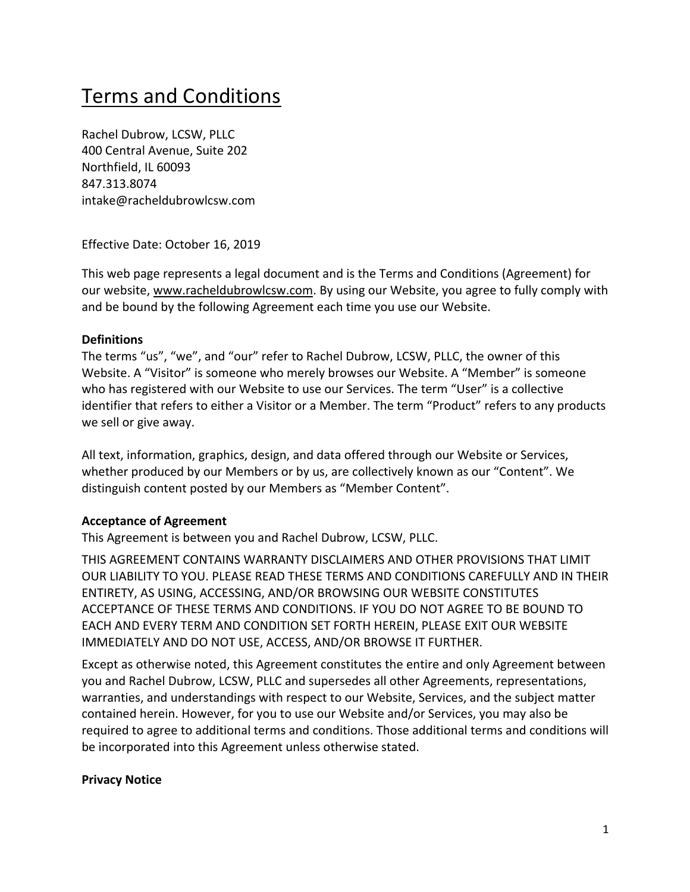# Terms and Conditions

Rachel Dubrow, LCSW, PLLC
400 Central Avenue, Suite 202
Northfield, IL 60093
847.313.8074
intake@racheldubrowlcsw.com

Effective Date: October 16, 2019

This web page represents a legal document and is the Terms and Conditions (Agreement) for our website, www.racheldubrowlcsw.com. By using our Website, you agree to fully comply with and be bound by the following Agreement each time you use our Website.

**Definitions**

The terms “us”, “we”, and “our” refer to Rachel Dubrow, LCSW, PLLC, the owner of this Website. A “Visitor” is someone who merely browses our Website. A “Member” is someone who has registered with our Website to use our Services. The term “User” is a collective identifier that refers to either a Visitor or a Member. The term “Product” refers to any products we sell or give away.

All text, information, graphics, design, and data offered through our Website or Services, whether produced by our Members or by us, are collectively known as our “Content”. We distinguish content posted by our Members as “Member Content”.

**Acceptance of Agreement**

This Agreement is between you and Rachel Dubrow, LCSW, PLLC.

THIS AGREEMENT CONTAINS WARRANTY DISCLAIMERS AND OTHER PROVISIONS THAT LIMIT OUR LIABILITY TO YOU. PLEASE READ THESE TERMS AND CONDITIONS CAREFULLY AND IN THEIR ENTIRETY, AS USING, ACCESSING, AND/OR BROWSING OUR WEBSITE CONSTITUTES ACCEPTANCE OF THESE TERMS AND CONDITIONS. IF YOU DO NOT AGREE TO BE BOUND TO EACH AND EVERY TERM AND CONDITION SET FORTH HEREIN, PLEASE EXIT OUR WEBSITE IMMEDIATELY AND DO NOT USE, ACCESS, AND/OR BROWSE IT FURTHER.

Except as otherwise noted, this Agreement constitutes the entire and only Agreement between you and Rachel Dubrow, LCSW, PLLC and supersedes all other Agreements, representations, warranties, and understandings with respect to our Website, Services, and the subject matter contained herein. However, for you to use our Website and/or Services, you may also be required to agree to additional terms and conditions. Those additional terms and conditions will be incorporated into this Agreement unless otherwise stated.

**Privacy Notice**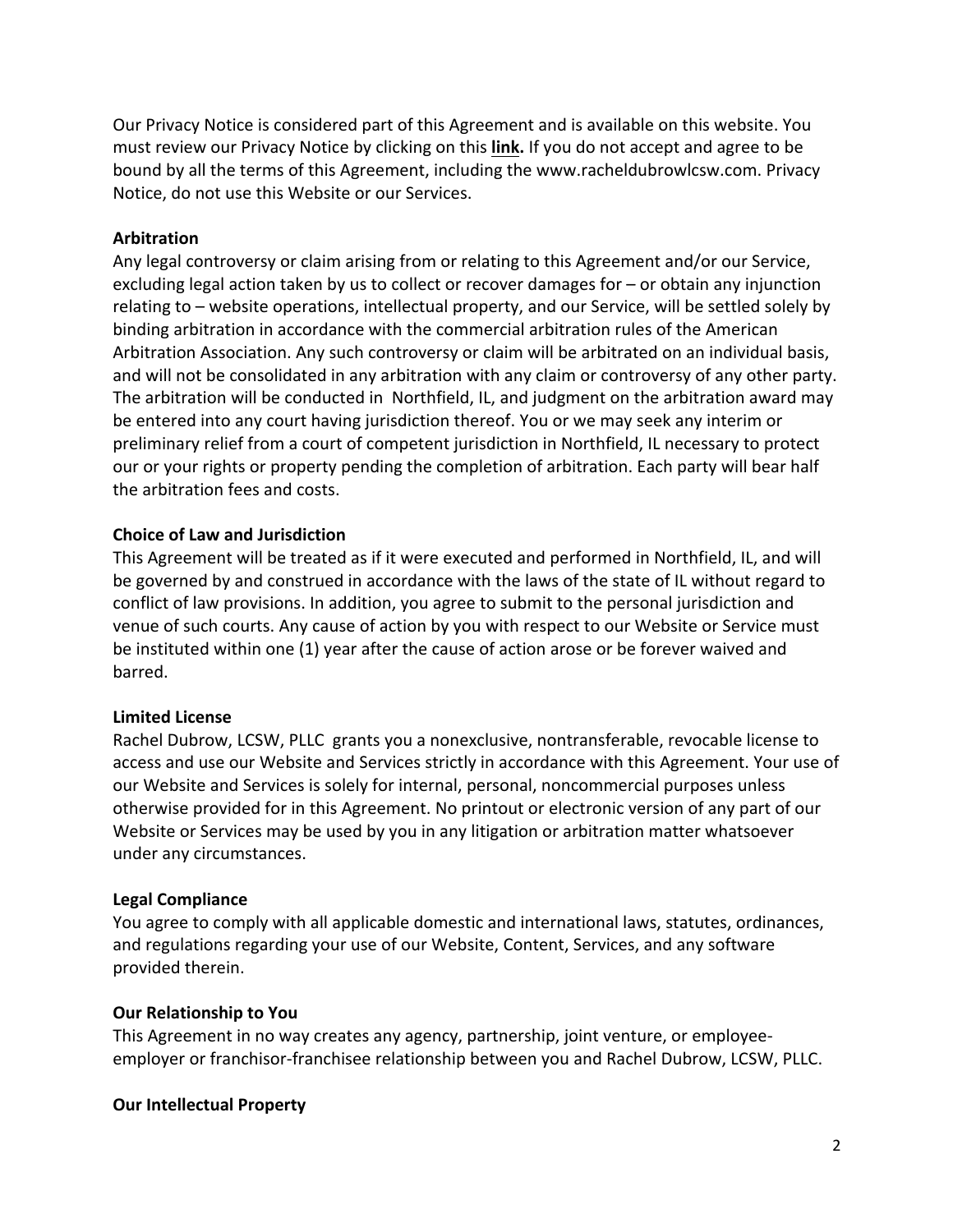Our Privacy Notice is considered part of this Agreement and is available on this website. You must review our Privacy Notice by clicking on this **link.** If you do not accept and agree to be bound by all the terms of this Agreement, including the www.racheldubrowlcsw.com. Privacy Notice, do not use this Website or our Services.

**Arbitration**

Any legal controversy or claim arising from or relating to this Agreement and/or our Service, excluding legal action taken by us to collect or recover damages for – or obtain any injunction relating to – website operations, intellectual property, and our Service, will be settled solely by binding arbitration in accordance with the commercial arbitration rules of the American Arbitration Association. Any such controversy or claim will be arbitrated on an individual basis, and will not be consolidated in any arbitration with any claim or controversy of any other party. The arbitration will be conducted in Northfield, IL, and judgment on the arbitration award may be entered into any court having jurisdiction thereof. You or we may seek any interim or preliminary relief from a court of competent jurisdiction in Northfield, IL necessary to protect our or your rights or property pending the completion of arbitration. Each party will bear half the arbitration fees and costs.

**Choice of Law and Jurisdiction**

This Agreement will be treated as if it were executed and performed in Northfield, IL, and will be governed by and construed in accordance with the laws of the state of IL without regard to conflict of law provisions. In addition, you agree to submit to the personal jurisdiction and venue of such courts. Any cause of action by you with respect to our Website or Service must be instituted within one (1) year after the cause of action arose or be forever waived and barred.

**Limited License**

Rachel Dubrow, LCSW, PLLC grants you a nonexclusive, nontransferable, revocable license to access and use our Website and Services strictly in accordance with this Agreement. Your use of our Website and Services is solely for internal, personal, noncommercial purposes unless otherwise provided for in this Agreement. No printout or electronic version of any part of our Website or Services may be used by you in any litigation or arbitration matter whatsoever under any circumstances.

**Legal Compliance**

You agree to comply with all applicable domestic and international laws, statutes, ordinances, and regulations regarding your use of our Website, Content, Services, and any software provided therein.

**Our Relationship to You**

This Agreement in no way creates any agency, partnership, joint venture, or employee-employer or franchisor-franchisee relationship between you and Rachel Dubrow, LCSW, PLLC.

**Our Intellectual Property**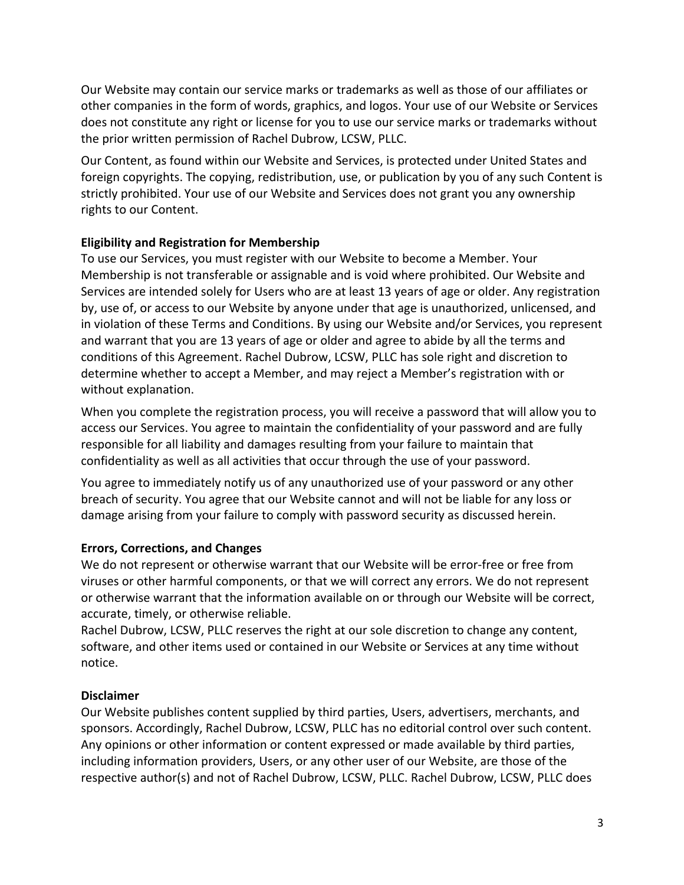Our Website may contain our service marks or trademarks as well as those of our affiliates or other companies in the form of words, graphics, and logos. Your use of our Website or Services does not constitute any right or license for you to use our service marks or trademarks without the prior written permission of Rachel Dubrow, LCSW, PLLC.

Our Content, as found within our Website and Services, is protected under United States and foreign copyrights. The copying, redistribution, use, or publication by you of any such Content is strictly prohibited. Your use of our Website and Services does not grant you any ownership rights to our Content.

**Eligibility and Registration for Membership**

To use our Services, you must register with our Website to become a Member. Your Membership is not transferable or assignable and is void where prohibited. Our Website and Services are intended solely for Users who are at least 13 years of age or older. Any registration by, use of, or access to our Website by anyone under that age is unauthorized, unlicensed, and in violation of these Terms and Conditions. By using our Website and/or Services, you represent and warrant that you are 13 years of age or older and agree to abide by all the terms and conditions of this Agreement. Rachel Dubrow, LCSW, PLLC has sole right and discretion to determine whether to accept a Member, and may reject a Member's registration with or without explanation.

When you complete the registration process, you will receive a password that will allow you to access our Services. You agree to maintain the confidentiality of your password and are fully responsible for all liability and damages resulting from your failure to maintain that confidentiality as well as all activities that occur through the use of your password.

You agree to immediately notify us of any unauthorized use of your password or any other breach of security. You agree that our Website cannot and will not be liable for any loss or damage arising from your failure to comply with password security as discussed herein.

**Errors, Corrections, and Changes**

We do not represent or otherwise warrant that our Website will be error-free or free from viruses or other harmful components, or that we will correct any errors. We do not represent or otherwise warrant that the information available on or through our Website will be correct, accurate, timely, or otherwise reliable.

Rachel Dubrow, LCSW, PLLC reserves the right at our sole discretion to change any content, software, and other items used or contained in our Website or Services at any time without notice.

**Disclaimer**

Our Website publishes content supplied by third parties, Users, advertisers, merchants, and sponsors. Accordingly, Rachel Dubrow, LCSW, PLLC has no editorial control over such content. Any opinions or other information or content expressed or made available by third parties, including information providers, Users, or any other user of our Website, are those of the respective author(s) and not of Rachel Dubrow, LCSW, PLLC. Rachel Dubrow, LCSW, PLLC does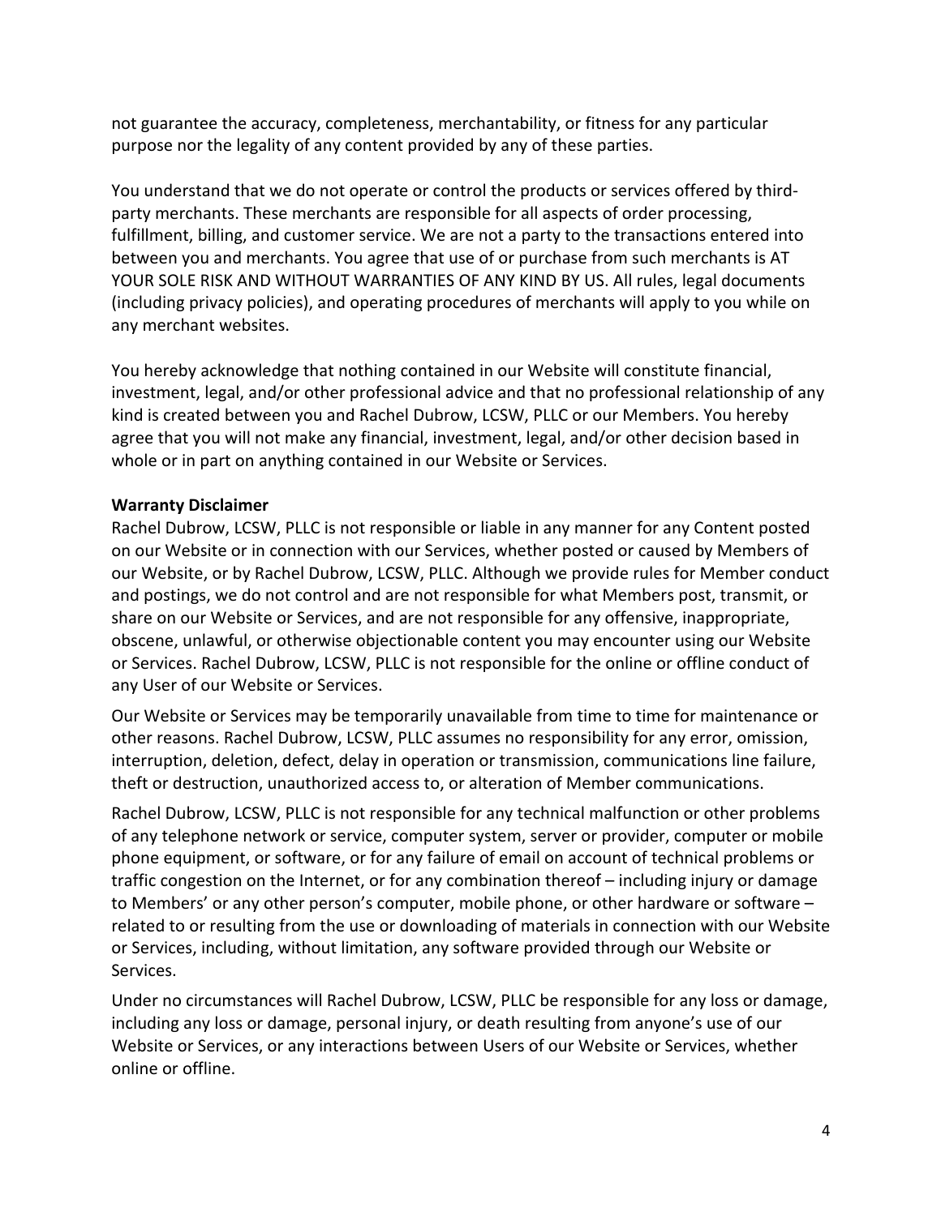not guarantee the accuracy, completeness, merchantability, or fitness for any particular purpose nor the legality of any content provided by any of these parties.

You understand that we do not operate or control the products or services offered by third-party merchants. These merchants are responsible for all aspects of order processing, fulfillment, billing, and customer service. We are not a party to the transactions entered into between you and merchants. You agree that use of or purchase from such merchants is AT YOUR SOLE RISK AND WITHOUT WARRANTIES OF ANY KIND BY US. All rules, legal documents (including privacy policies), and operating procedures of merchants will apply to you while on any merchant websites.

You hereby acknowledge that nothing contained in our Website will constitute financial, investment, legal, and/or other professional advice and that no professional relationship of any kind is created between you and Rachel Dubrow, LCSW, PLLC or our Members. You hereby agree that you will not make any financial, investment, legal, and/or other decision based in whole or in part on anything contained in our Website or Services.

**Warranty Disclaimer**

Rachel Dubrow, LCSW, PLLC is not responsible or liable in any manner for any Content posted on our Website or in connection with our Services, whether posted or caused by Members of our Website, or by Rachel Dubrow, LCSW, PLLC. Although we provide rules for Member conduct and postings, we do not control and are not responsible for what Members post, transmit, or share on our Website or Services, and are not responsible for any offensive, inappropriate, obscene, unlawful, or otherwise objectionable content you may encounter using our Website or Services. Rachel Dubrow, LCSW, PLLC is not responsible for the online or offline conduct of any User of our Website or Services.

Our Website or Services may be temporarily unavailable from time to time for maintenance or other reasons. Rachel Dubrow, LCSW, PLLC assumes no responsibility for any error, omission, interruption, deletion, defect, delay in operation or transmission, communications line failure, theft or destruction, unauthorized access to, or alteration of Member communications.

Rachel Dubrow, LCSW, PLLC is not responsible for any technical malfunction or other problems of any telephone network or service, computer system, server or provider, computer or mobile phone equipment, or software, or for any failure of email on account of technical problems or traffic congestion on the Internet, or for any combination thereof – including injury or damage to Members' or any other person's computer, mobile phone, or other hardware or software – related to or resulting from the use or downloading of materials in connection with our Website or Services, including, without limitation, any software provided through our Website or Services.

Under no circumstances will Rachel Dubrow, LCSW, PLLC be responsible for any loss or damage, including any loss or damage, personal injury, or death resulting from anyone's use of our Website or Services, or any interactions between Users of our Website or Services, whether online or offline.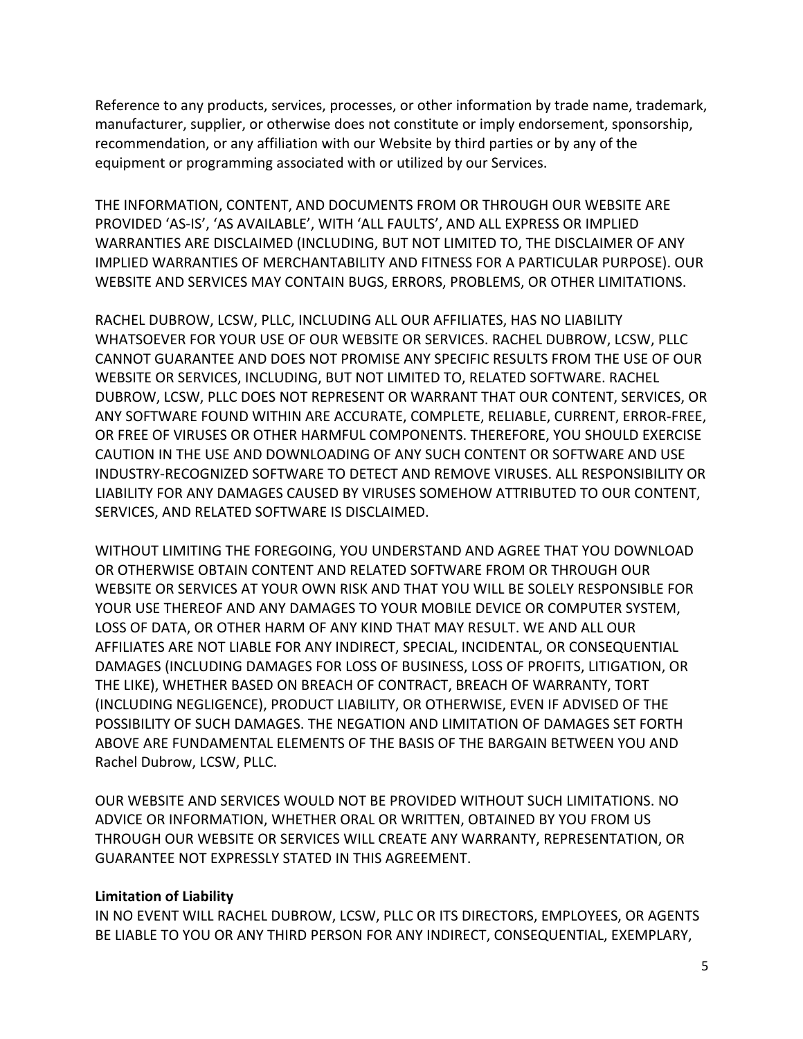Reference to any products, services, processes, or other information by trade name, trademark, manufacturer, supplier, or otherwise does not constitute or imply endorsement, sponsorship, recommendation, or any affiliation with our Website by third parties or by any of the equipment or programming associated with or utilized by our Services.

THE INFORMATION, CONTENT, AND DOCUMENTS FROM OR THROUGH OUR WEBSITE ARE PROVIDED 'AS-IS', 'AS AVAILABLE', WITH 'ALL FAULTS', AND ALL EXPRESS OR IMPLIED WARRANTIES ARE DISCLAIMED (INCLUDING, BUT NOT LIMITED TO, THE DISCLAIMER OF ANY IMPLIED WARRANTIES OF MERCHANTABILITY AND FITNESS FOR A PARTICULAR PURPOSE). OUR WEBSITE AND SERVICES MAY CONTAIN BUGS, ERRORS, PROBLEMS, OR OTHER LIMITATIONS.

RACHEL DUBROW, LCSW, PLLC, INCLUDING ALL OUR AFFILIATES, HAS NO LIABILITY WHATSOEVER FOR YOUR USE OF OUR WEBSITE OR SERVICES. RACHEL DUBROW, LCSW, PLLC CANNOT GUARANTEE AND DOES NOT PROMISE ANY SPECIFIC RESULTS FROM THE USE OF OUR WEBSITE OR SERVICES, INCLUDING, BUT NOT LIMITED TO, RELATED SOFTWARE. RACHEL DUBROW, LCSW, PLLC DOES NOT REPRESENT OR WARRANT THAT OUR CONTENT, SERVICES, OR ANY SOFTWARE FOUND WITHIN ARE ACCURATE, COMPLETE, RELIABLE, CURRENT, ERROR-FREE, OR FREE OF VIRUSES OR OTHER HARMFUL COMPONENTS. THEREFORE, YOU SHOULD EXERCISE CAUTION IN THE USE AND DOWNLOADING OF ANY SUCH CONTENT OR SOFTWARE AND USE INDUSTRY-RECOGNIZED SOFTWARE TO DETECT AND REMOVE VIRUSES. ALL RESPONSIBILITY OR LIABILITY FOR ANY DAMAGES CAUSED BY VIRUSES SOMEHOW ATTRIBUTED TO OUR CONTENT, SERVICES, AND RELATED SOFTWARE IS DISCLAIMED.

WITHOUT LIMITING THE FOREGOING, YOU UNDERSTAND AND AGREE THAT YOU DOWNLOAD OR OTHERWISE OBTAIN CONTENT AND RELATED SOFTWARE FROM OR THROUGH OUR WEBSITE OR SERVICES AT YOUR OWN RISK AND THAT YOU WILL BE SOLELY RESPONSIBLE FOR YOUR USE THEREOF AND ANY DAMAGES TO YOUR MOBILE DEVICE OR COMPUTER SYSTEM, LOSS OF DATA, OR OTHER HARM OF ANY KIND THAT MAY RESULT. WE AND ALL OUR AFFILIATES ARE NOT LIABLE FOR ANY INDIRECT, SPECIAL, INCIDENTAL, OR CONSEQUENTIAL DAMAGES (INCLUDING DAMAGES FOR LOSS OF BUSINESS, LOSS OF PROFITS, LITIGATION, OR THE LIKE), WHETHER BASED ON BREACH OF CONTRACT, BREACH OF WARRANTY, TORT (INCLUDING NEGLIGENCE), PRODUCT LIABILITY, OR OTHERWISE, EVEN IF ADVISED OF THE POSSIBILITY OF SUCH DAMAGES. THE NEGATION AND LIMITATION OF DAMAGES SET FORTH ABOVE ARE FUNDAMENTAL ELEMENTS OF THE BASIS OF THE BARGAIN BETWEEN YOU AND Rachel Dubrow, LCSW, PLLC.

OUR WEBSITE AND SERVICES WOULD NOT BE PROVIDED WITHOUT SUCH LIMITATIONS. NO ADVICE OR INFORMATION, WHETHER ORAL OR WRITTEN, OBTAINED BY YOU FROM US THROUGH OUR WEBSITE OR SERVICES WILL CREATE ANY WARRANTY, REPRESENTATION, OR GUARANTEE NOT EXPRESSLY STATED IN THIS AGREEMENT.

**Limitation of Liability**

IN NO EVENT WILL RACHEL DUBROW, LCSW, PLLC OR ITS DIRECTORS, EMPLOYEES, OR AGENTS BE LIABLE TO YOU OR ANY THIRD PERSON FOR ANY INDIRECT, CONSEQUENTIAL, EXEMPLARY,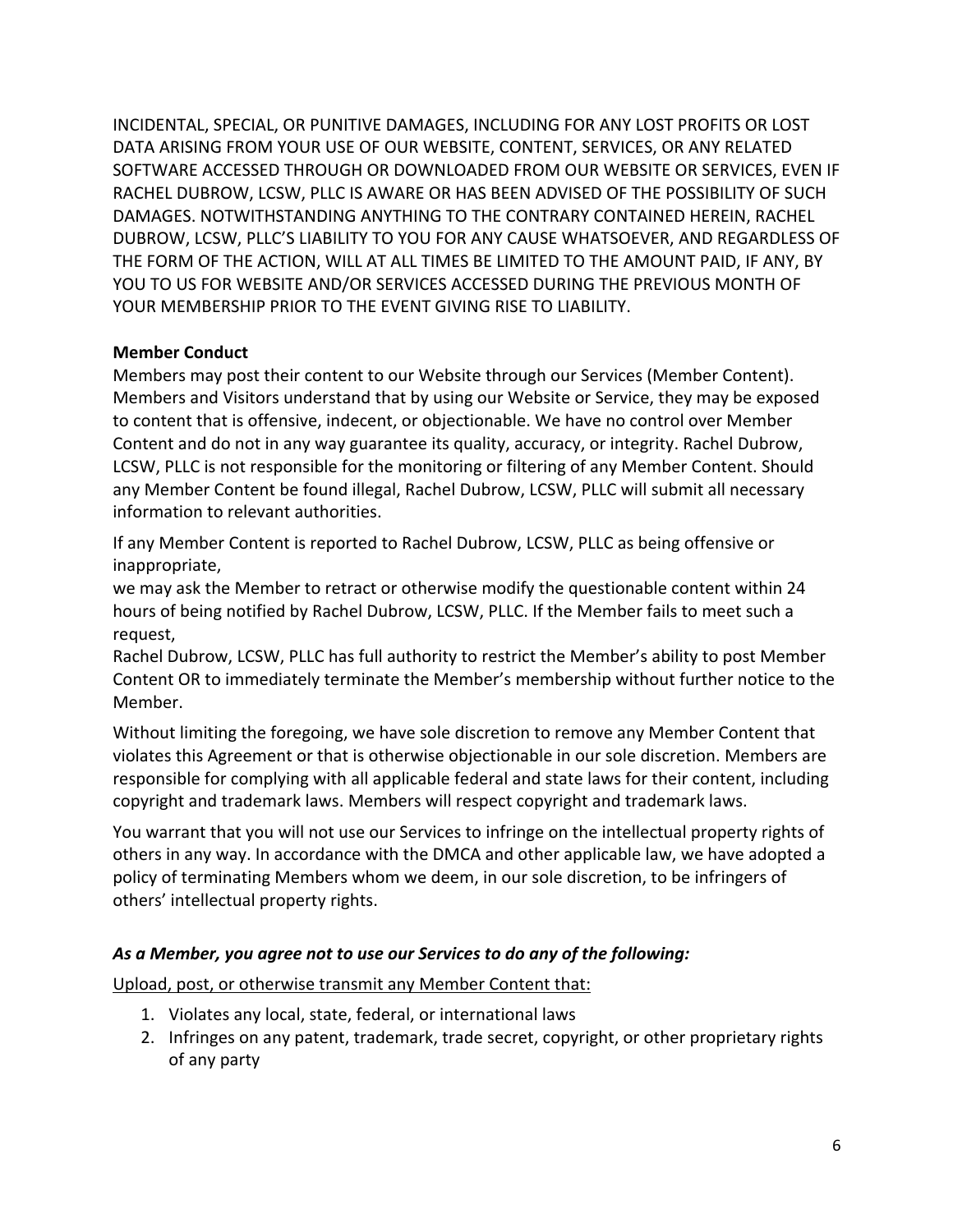INCIDENTAL, SPECIAL, OR PUNITIVE DAMAGES, INCLUDING FOR ANY LOST PROFITS OR LOST DATA ARISING FROM YOUR USE OF OUR WEBSITE, CONTENT, SERVICES, OR ANY RELATED SOFTWARE ACCESSED THROUGH OR DOWNLOADED FROM OUR WEBSITE OR SERVICES, EVEN IF RACHEL DUBROW, LCSW, PLLC IS AWARE OR HAS BEEN ADVISED OF THE POSSIBILITY OF SUCH DAMAGES. NOTWITHSTANDING ANYTHING TO THE CONTRARY CONTAINED HEREIN, RACHEL DUBROW, LCSW, PLLC'S LIABILITY TO YOU FOR ANY CAUSE WHATSOEVER, AND REGARDLESS OF THE FORM OF THE ACTION, WILL AT ALL TIMES BE LIMITED TO THE AMOUNT PAID, IF ANY, BY YOU TO US FOR WEBSITE AND/OR SERVICES ACCESSED DURING THE PREVIOUS MONTH OF YOUR MEMBERSHIP PRIOR TO THE EVENT GIVING RISE TO LIABILITY.

**Member Conduct**

Members may post their content to our Website through our Services (Member Content). Members and Visitors understand that by using our Website or Service, they may be exposed to content that is offensive, indecent, or objectionable. We have no control over Member Content and do not in any way guarantee its quality, accuracy, or integrity. Rachel Dubrow, LCSW, PLLC is not responsible for the monitoring or filtering of any Member Content. Should any Member Content be found illegal, Rachel Dubrow, LCSW, PLLC will submit all necessary information to relevant authorities.

If any Member Content is reported to Rachel Dubrow, LCSW, PLLC as being offensive or inappropriate,
we may ask the Member to retract or otherwise modify the questionable content within 24 hours of being notified by Rachel Dubrow, LCSW, PLLC. If the Member fails to meet such a request,
Rachel Dubrow, LCSW, PLLC has full authority to restrict the Member's ability to post Member Content OR to immediately terminate the Member's membership without further notice to the Member.

Without limiting the foregoing, we have sole discretion to remove any Member Content that violates this Agreement or that is otherwise objectionable in our sole discretion. Members are responsible for complying with all applicable federal and state laws for their content, including copyright and trademark laws. Members will respect copyright and trademark laws.

You warrant that you will not use our Services to infringe on the intellectual property rights of others in any way. In accordance with the DMCA and other applicable law, we have adopted a policy of terminating Members whom we deem, in our sole discretion, to be infringers of others' intellectual property rights.

***As a Member, you agree not to use our Services to do any of the following:***

<u>Upload, post, or otherwise transmit any Member Content that:</u>

1. Violates any local, state, federal, or international laws
2. Infringes on any patent, trademark, trade secret, copyright, or other proprietary rights of any party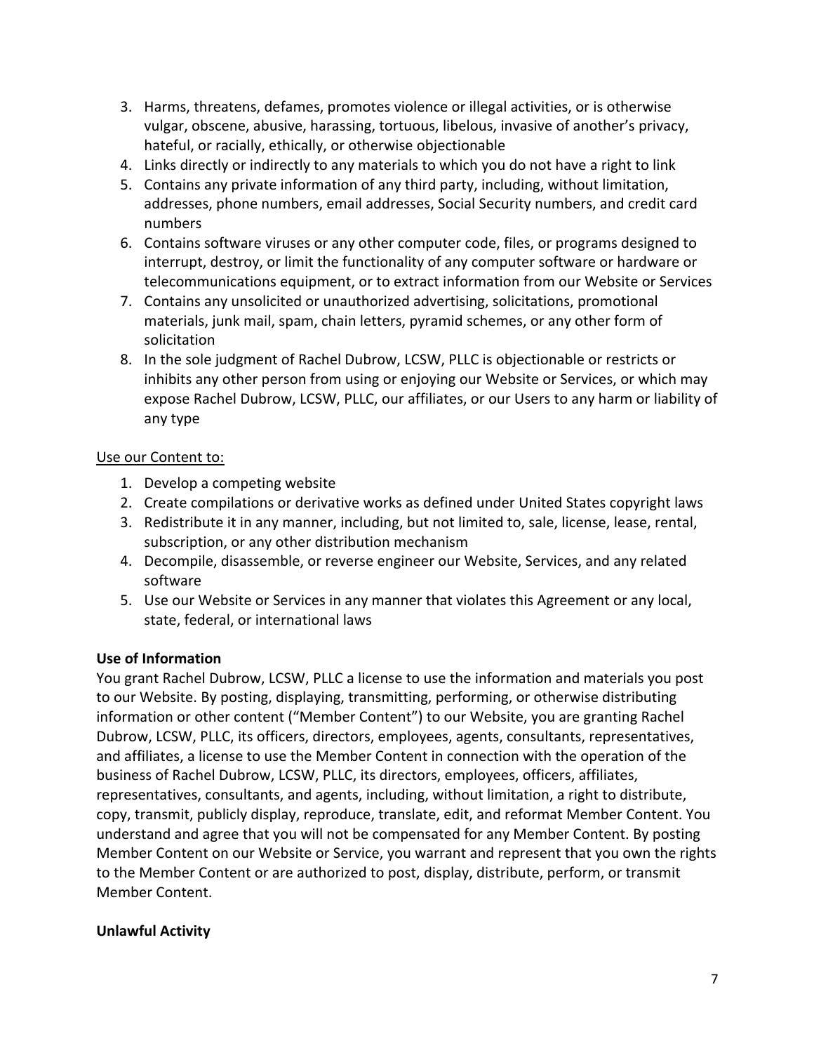3. Harms, threatens, defames, promotes violence or illegal activities, or is otherwise vulgar, obscene, abusive, harassing, tortuous, libelous, invasive of another's privacy, hateful, or racially, ethically, or otherwise objectionable
4. Links directly or indirectly to any materials to which you do not have a right to link
5. Contains any private information of any third party, including, without limitation, addresses, phone numbers, email addresses, Social Security numbers, and credit card numbers
6. Contains software viruses or any other computer code, files, or programs designed to interrupt, destroy, or limit the functionality of any computer software or hardware or telecommunications equipment, or to extract information from our Website or Services
7. Contains any unsolicited or unauthorized advertising, solicitations, promotional materials, junk mail, spam, chain letters, pyramid schemes, or any other form of solicitation
8. In the sole judgment of Rachel Dubrow, LCSW, PLLC is objectionable or restricts or inhibits any other person from using or enjoying our Website or Services, or which may expose Rachel Dubrow, LCSW, PLLC, our affiliates, or our Users to any harm or liability of any type

<u>Use our Content to:</u>

1. Develop a competing website
2. Create compilations or derivative works as defined under United States copyright laws
3. Redistribute it in any manner, including, but not limited to, sale, license, lease, rental, subscription, or any other distribution mechanism
4. Decompile, disassemble, or reverse engineer our Website, Services, and any related software
5. Use our Website or Services in any manner that violates this Agreement or any local, state, federal, or international laws

**Use of Information**

You grant Rachel Dubrow, LCSW, PLLC a license to use the information and materials you post to our Website. By posting, displaying, transmitting, performing, or otherwise distributing information or other content ("Member Content") to our Website, you are granting Rachel Dubrow, LCSW, PLLC, its officers, directors, employees, agents, consultants, representatives, and affiliates, a license to use the Member Content in connection with the operation of the business of Rachel Dubrow, LCSW, PLLC, its directors, employees, officers, affiliates, representatives, consultants, and agents, including, without limitation, a right to distribute, copy, transmit, publicly display, reproduce, translate, edit, and reformat Member Content. You understand and agree that you will not be compensated for any Member Content. By posting Member Content on our Website or Service, you warrant and represent that you own the rights to the Member Content or are authorized to post, display, distribute, perform, or transmit Member Content.

**Unlawful Activity**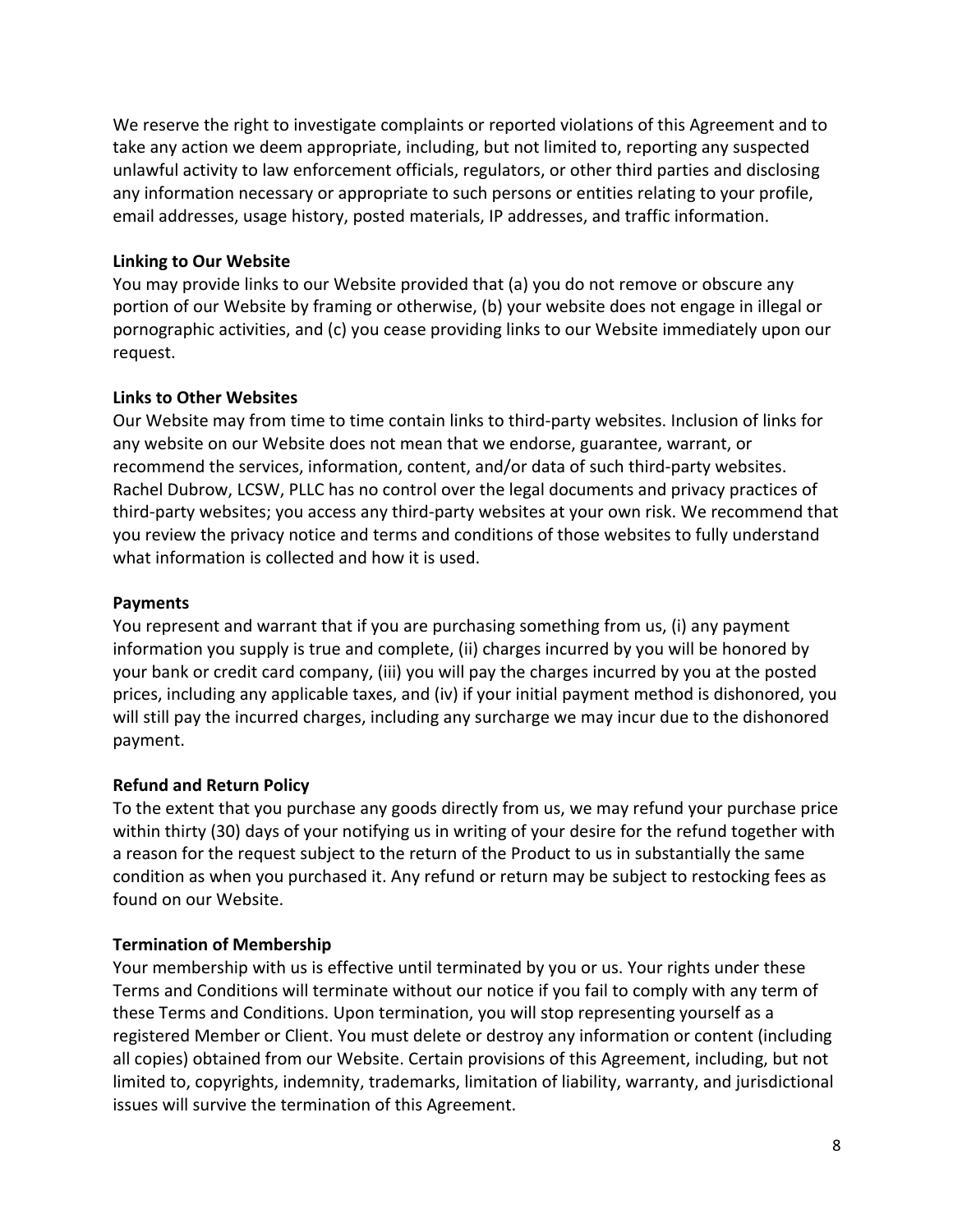We reserve the right to investigate complaints or reported violations of this Agreement and to take any action we deem appropriate, including, but not limited to, reporting any suspected unlawful activity to law enforcement officials, regulators, or other third parties and disclosing any information necessary or appropriate to such persons or entities relating to your profile, email addresses, usage history, posted materials, IP addresses, and traffic information.

**Linking to Our Website**

You may provide links to our Website provided that (a) you do not remove or obscure any portion of our Website by framing or otherwise, (b) your website does not engage in illegal or pornographic activities, and (c) you cease providing links to our Website immediately upon our request.

**Links to Other Websites**

Our Website may from time to time contain links to third-party websites. Inclusion of links for any website on our Website does not mean that we endorse, guarantee, warrant, or recommend the services, information, content, and/or data of such third-party websites. Rachel Dubrow, LCSW, PLLC has no control over the legal documents and privacy practices of third-party websites; you access any third-party websites at your own risk. We recommend that you review the privacy notice and terms and conditions of those websites to fully understand what information is collected and how it is used.

**Payments**

You represent and warrant that if you are purchasing something from us, (i) any payment information you supply is true and complete, (ii) charges incurred by you will be honored by your bank or credit card company, (iii) you will pay the charges incurred by you at the posted prices, including any applicable taxes, and (iv) if your initial payment method is dishonored, you will still pay the incurred charges, including any surcharge we may incur due to the dishonored payment.

**Refund and Return Policy**

To the extent that you purchase any goods directly from us, we may refund your purchase price within thirty (30) days of your notifying us in writing of your desire for the refund together with a reason for the request subject to the return of the Product to us in substantially the same condition as when you purchased it. Any refund or return may be subject to restocking fees as found on our Website.

**Termination of Membership**

Your membership with us is effective until terminated by you or us. Your rights under these Terms and Conditions will terminate without our notice if you fail to comply with any term of these Terms and Conditions. Upon termination, you will stop representing yourself as a registered Member or Client. You must delete or destroy any information or content (including all copies) obtained from our Website. Certain provisions of this Agreement, including, but not limited to, copyrights, indemnity, trademarks, limitation of liability, warranty, and jurisdictional issues will survive the termination of this Agreement.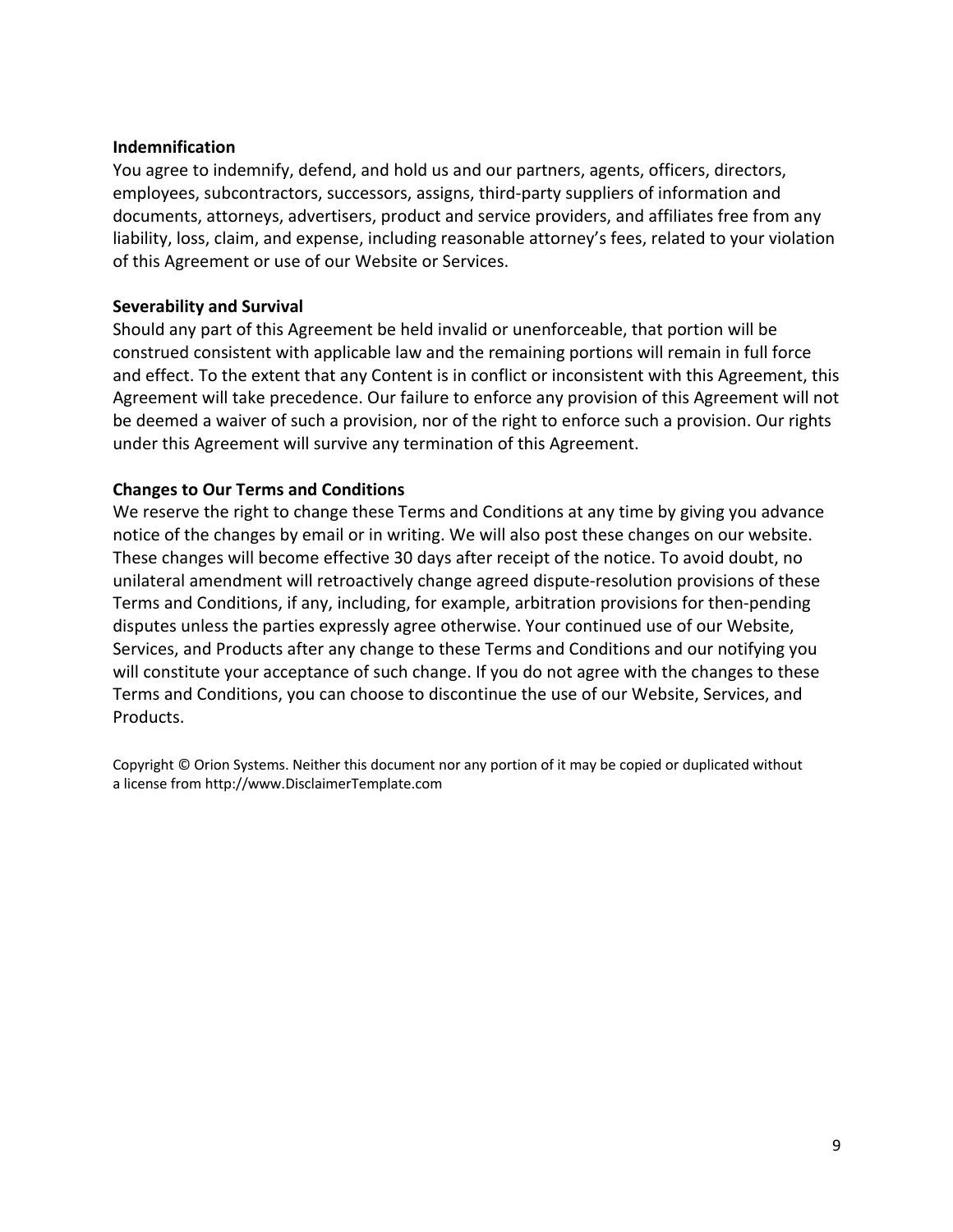**Indemnification**

You agree to indemnify, defend, and hold us and our partners, agents, officers, directors, employees, subcontractors, successors, assigns, third-party suppliers of information and documents, attorneys, advertisers, product and service providers, and affiliates free from any liability, loss, claim, and expense, including reasonable attorney's fees, related to your violation of this Agreement or use of our Website or Services.

**Severability and Survival**

Should any part of this Agreement be held invalid or unenforceable, that portion will be construed consistent with applicable law and the remaining portions will remain in full force and effect. To the extent that any Content is in conflict or inconsistent with this Agreement, this Agreement will take precedence. Our failure to enforce any provision of this Agreement will not be deemed a waiver of such a provision, nor of the right to enforce such a provision. Our rights under this Agreement will survive any termination of this Agreement.

**Changes to Our Terms and Conditions**

We reserve the right to change these Terms and Conditions at any time by giving you advance notice of the changes by email or in writing. We will also post these changes on our website. These changes will become effective 30 days after receipt of the notice. To avoid doubt, no unilateral amendment will retroactively change agreed dispute-resolution provisions of these Terms and Conditions, if any, including, for example, arbitration provisions for then-pending disputes unless the parties expressly agree otherwise. Your continued use of our Website, Services, and Products after any change to these Terms and Conditions and our notifying you will constitute your acceptance of such change. If you do not agree with the changes to these Terms and Conditions, you can choose to discontinue the use of our Website, Services, and Products.

Copyright © Orion Systems. Neither this document nor any portion of it may be copied or duplicated without a license from http://www.DisclaimerTemplate.com